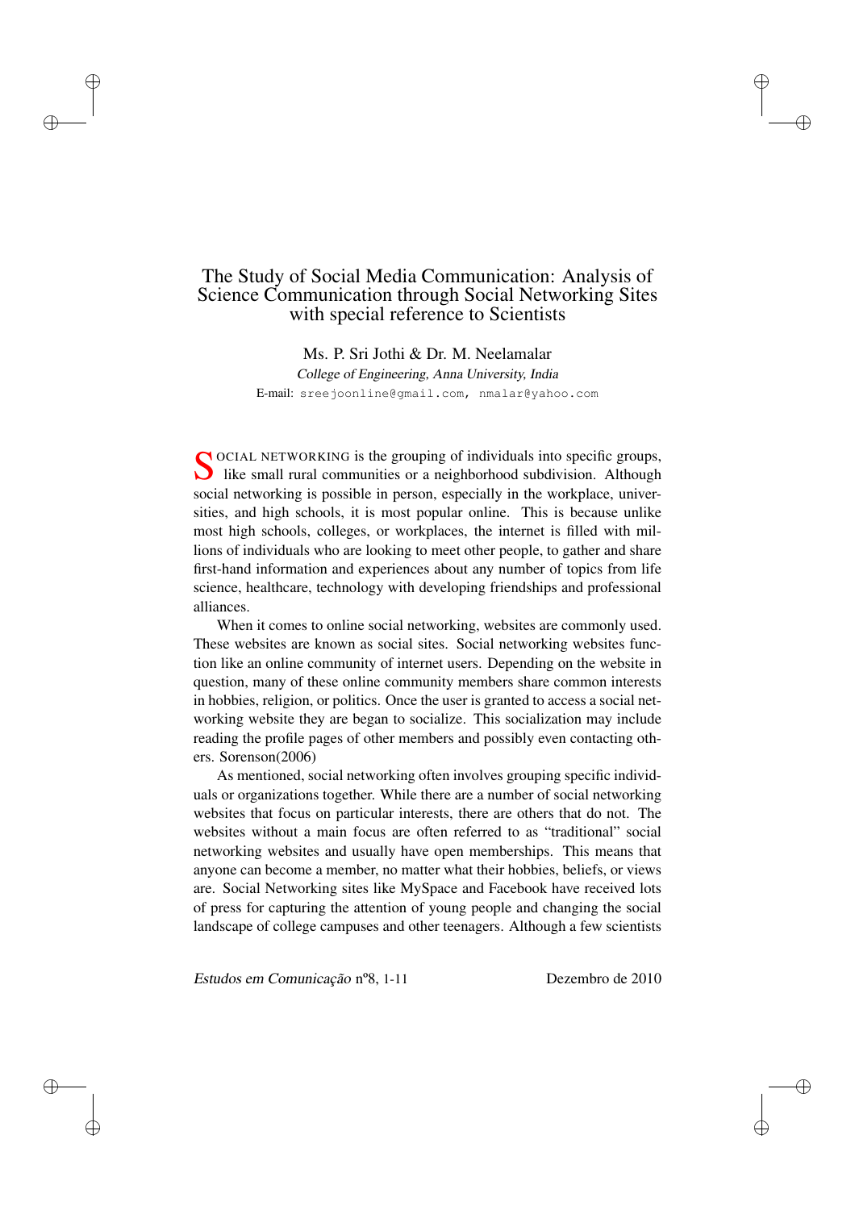# The Study of Social Media Communication: Analysis of Science Communication through Social Networking Sites with special reference to Scientists

Ms. P. Sri Jothi & Dr. M. Neelamalar

*College of Engineering, Anna University, India*

E-mail: sreejoonline@gmail.com, nmalar@yahoo.com

SOCIAL NETWORKING is the grouping of individuals into specific groups, like small rural communities or a neighborhood subdivision. Although social networking is possible in person, especially in the workplace, universities, and high schools, it is most popular online. This is because unlike most high schools, colleges, or workplaces, the internet is filled with millions of individuals who are looking to meet other people, to gather and share first-hand information and experiences about any number of topics from life science, healthcare, technology with developing friendships and professional alliances.

When it comes to online social networking, websites are commonly used. These websites are known as social sites. Social networking websites function like an online community of internet users. Depending on the website in question, many of these online community members share common interests in hobbies, religion, or politics. Once the user is granted to access a social networking website they are began to socialize. This socialization may include reading the profile pages of other members and possibly even contacting others. Sorenson(2006)

As mentioned, social networking often involves grouping specific individuals or organizations together. While there are a number of social networking websites that focus on particular interests, there are others that do not. The websites without a main focus are often referred to as "traditional" social networking websites and usually have open memberships. This means that anyone can become a member, no matter what their hobbies, beliefs, or views are. Social Networking sites like MySpace and Facebook have received lots of press for capturing the attention of young people and changing the social landscape of college campuses and other teenagers. Although a few scientists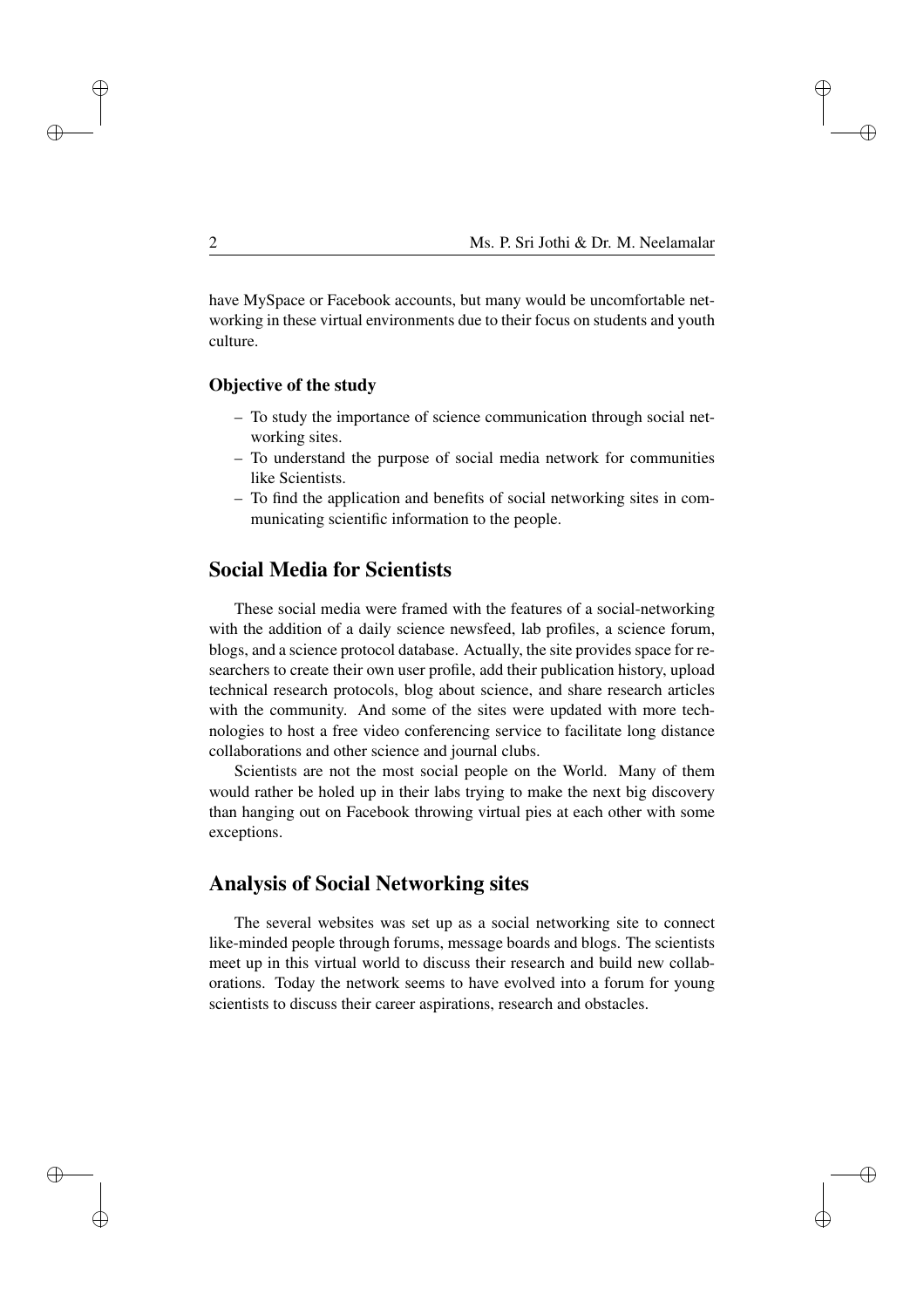have MySpace or Facebook accounts, but many would be uncomfortable networking in these virtual environments due to their focus on students and youth culture.

### Objective of the study

- To study the importance of science communication through social networking sites.
- To understand the purpose of social media network for communities like Scientists.
- To find the application and benefits of social networking sites in communicating scientific information to the people.

## Social Media for Scientists

These social media were framed with the features of a social-networking with the addition of a daily science newsfeed, lab profiles, a science forum, blogs, and a science protocol database. Actually, the site provides space for researchers to create their own user profile, add their publication history, upload technical research protocols, blog about science, and share research articles with the community. And some of the sites were updated with more technologies to host a free video conferencing service to facilitate long distance collaborations and other science and journal clubs.

Scientists are not the most social people on the World. Many of them would rather be holed up in their labs trying to make the next big discovery than hanging out on Facebook throwing virtual pies at each other with some exceptions.

## Analysis of Social Networking sites

The several websites was set up as a social networking site to connect like-minded people through forums, message boards and blogs. The scientists meet up in this virtual world to discuss their research and build new collaborations. Today the network seems to have evolved into a forum for young scientists to discuss their career aspirations, research and obstacles.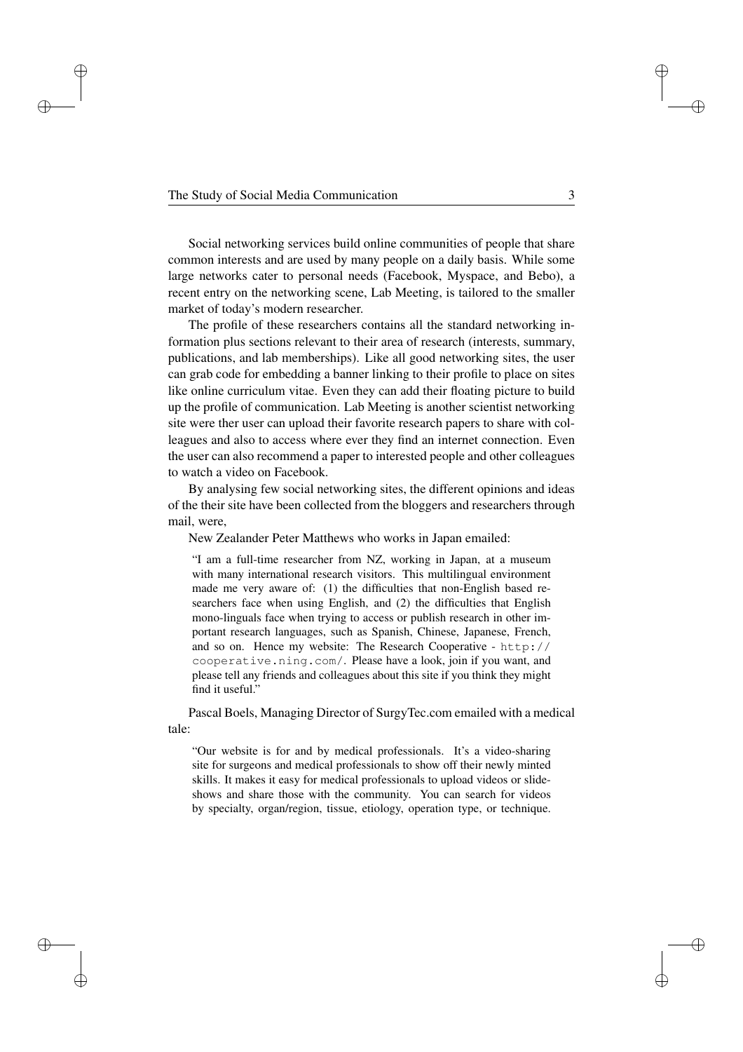Social networking services build online communities of people that share common interests and are used by many people on a daily basis. While some large networks cater to personal needs (Facebook, Myspace, and Bebo), a recent entry on the networking scene, Lab Meeting, is tailored to the smaller market of today's modern researcher.

The profile of these researchers contains all the standard networking information plus sections relevant to their area of research (interests, summary, publications, and lab memberships). Like all good networking sites, the user can grab code for embedding a banner linking to their profile to place on sites like online curriculum vitae. Even they can add their floating picture to build up the profile of communication. Lab Meeting is another scientist networking site were ther user can upload their favorite research papers to share with colleagues and also to access where ever they find an internet connection. Even the user can also recommend a paper to interested people and other colleagues to watch a video on Facebook.

By analysing few social networking sites, the different opinions and ideas of the their site have been collected from the bloggers and researchers through mail, were,

New Zealander Peter Matthews who works in Japan emailed:

> "I am a full-time researcher from NZ, working in Japan, at a museum with many international research visitors. This multilingual environment made me very aware of: (1) the difficulties that non-English based researchers face when using English, and (2) the difficulties that English mono-linguals face when trying to access or publish research in other important research languages, such as Spanish, Chinese, Japanese, French, and so on. Hence my website: The Research Cooperative - `http://cooperative.ning.com/`. Please have a look, join if you want, and please tell any friends and colleagues about this site if you think they might find it useful."

Pascal Boels, Managing Director of SurgyTec.com emailed with a medical tale:

> "Our website is for and by medical professionals. It's a video-sharing site for surgeons and medical professionals to show off their newly minted skills. It makes it easy for medical professionals to upload videos or slideshows and share those with the community. You can search for videos by specialty, organ/region, tissue, etiology, operation type, or technique.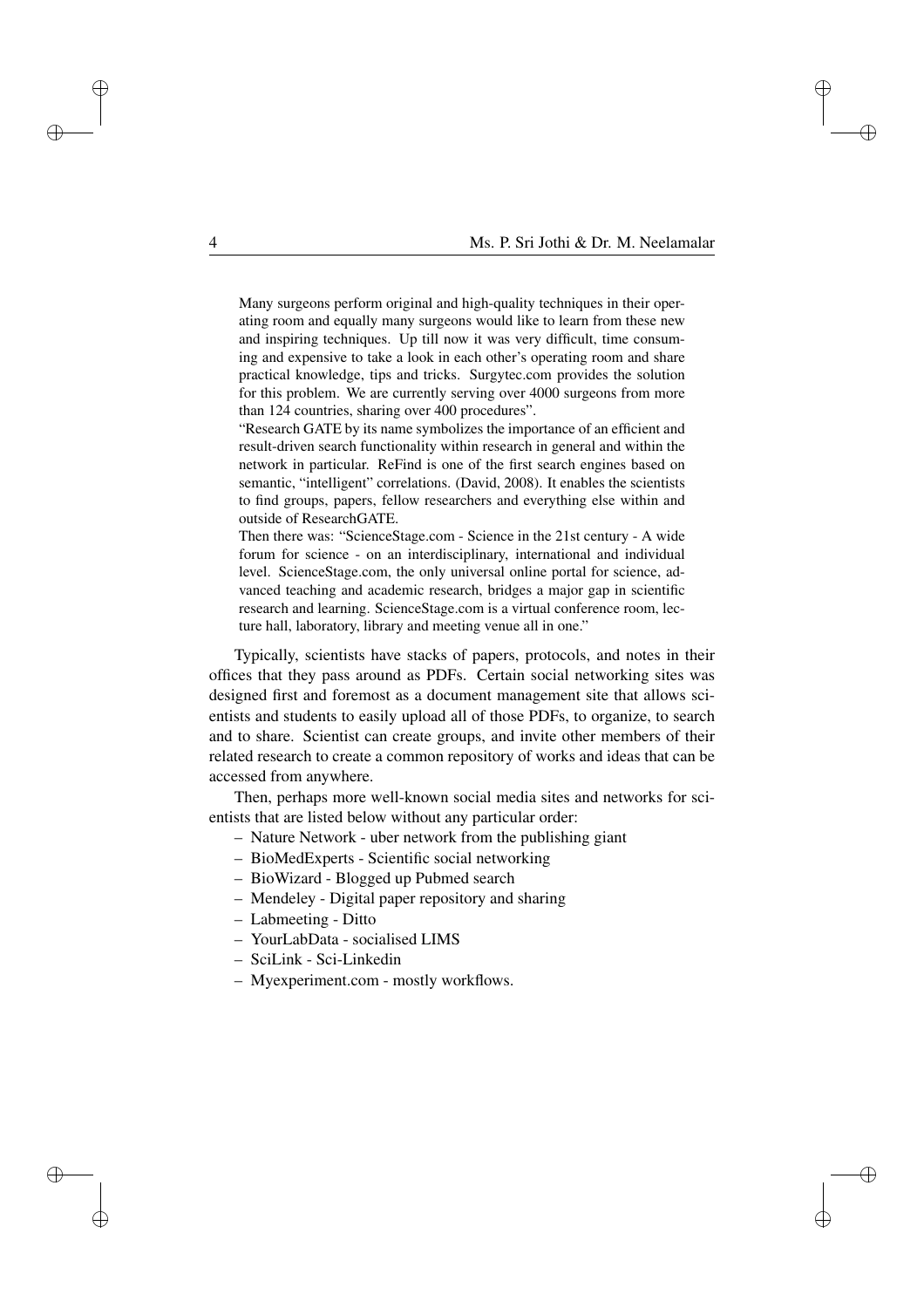> Many surgeons perform original and high-quality techniques in their operating room and equally many surgeons would like to learn from these new and inspiring techniques. Up till now it was very difficult, time consuming and expensive to take a look in each other's operating room and share practical knowledge, tips and tricks. Surgytec.com provides the solution for this problem. We are currently serving over 4000 surgeons from more than 124 countries, sharing over 400 procedures".
>
> "Research GATE by its name symbolizes the importance of an efficient and result-driven search functionality within research in general and within the network in particular. ReFind is one of the first search engines based on semantic, "intelligent" correlations. (David, 2008). It enables the scientists to find groups, papers, fellow researchers and everything else within and outside of ResearchGATE.
>
> Then there was: "ScienceStage.com - Science in the 21st century - A wide forum for science - on an interdisciplinary, international and individual level. ScienceStage.com, the only universal online portal for science, advanced teaching and academic research, bridges a major gap in scientific research and learning. ScienceStage.com is a virtual conference room, lecture hall, laboratory, library and meeting venue all in one."

Typically, scientists have stacks of papers, protocols, and notes in their offices that they pass around as PDFs. Certain social networking sites was designed first and foremost as a document management site that allows scientists and students to easily upload all of those PDFs, to organize, to search and to share. Scientist can create groups, and invite other members of their related research to create a common repository of works and ideas that can be accessed from anywhere.

Then, perhaps more well-known social media sites and networks for scientists that are listed below without any particular order:

- Nature Network - uber network from the publishing giant
- BioMedExperts - Scientific social networking
- BioWizard - Blogged up Pubmed search
- Mendeley - Digital paper repository and sharing
- Labmeeting - Ditto
- YourLabData - socialised LIMS
- SciLink - Sci-Linkedin
- Myexperiment.com - mostly workflows.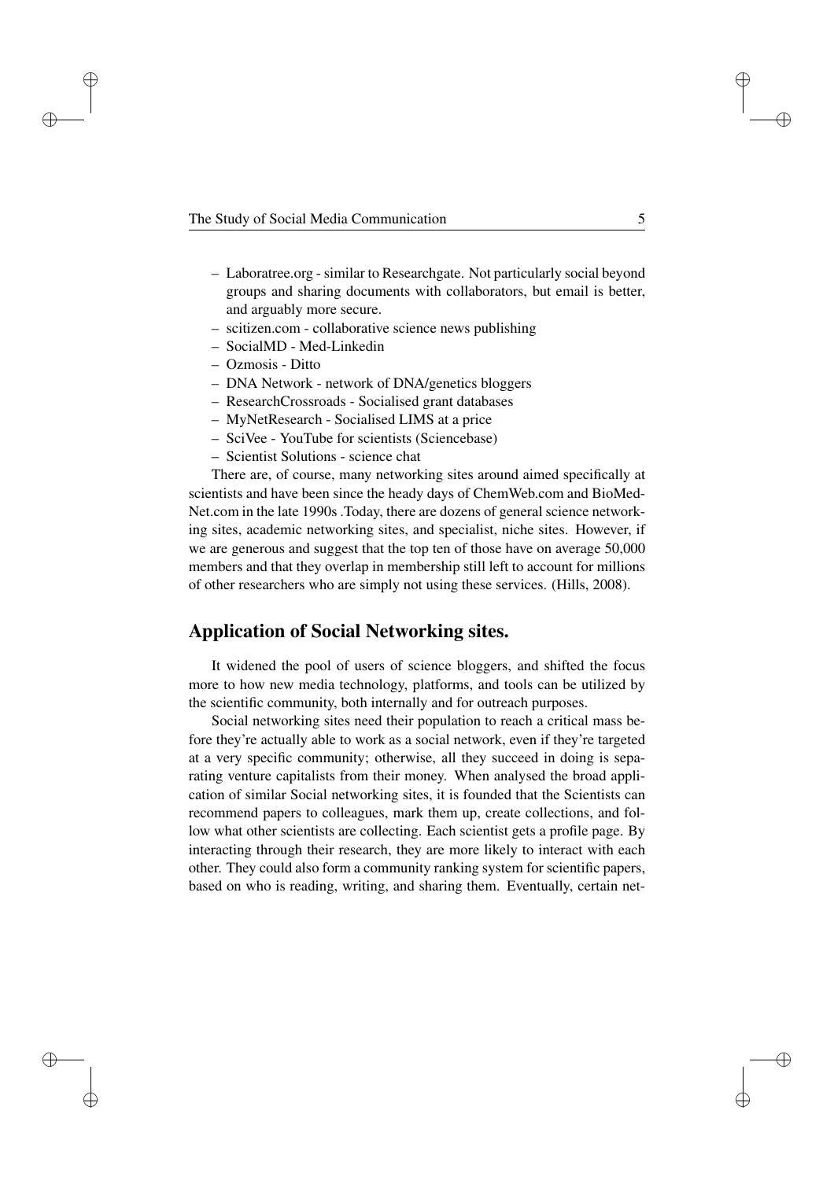- Laboratree.org - similar to Researchgate. Not particularly social beyond groups and sharing documents with collaborators, but email is better, and arguably more secure.
- scitizen.com - collaborative science news publishing
- SocialMD - Med-Linkedin
- Ozmosis - Ditto
- DNA Network - network of DNA/genetics bloggers
- ResearchCrossroads - Socialised grant databases
- MyNetResearch - Socialised LIMS at a price
- SciVee - YouTube for scientists (Sciencebase)
- Scientist Solutions - science chat

There are, of course, many networking sites around aimed specifically at scientists and have been since the heady days of ChemWeb.com and BioMed-Net.com in the late 1990s .Today, there are dozens of general science networking sites, academic networking sites, and specialist, niche sites. However, if we are generous and suggest that the top ten of those have on average 50,000 members and that they overlap in membership still left to account for millions of other researchers who are simply not using these services. (Hills, 2008).

## Application of Social Networking sites.

It widened the pool of users of science bloggers, and shifted the focus more to how new media technology, platforms, and tools can be utilized by the scientific community, both internally and for outreach purposes.

Social networking sites need their population to reach a critical mass before they're actually able to work as a social network, even if they're targeted at a very specific community; otherwise, all they succeed in doing is separating venture capitalists from their money. When analysed the broad application of similar Social networking sites, it is founded that the Scientists can recommend papers to colleagues, mark them up, create collections, and follow what other scientists are collecting. Each scientist gets a profile page. By interacting through their research, they are more likely to interact with each other. They could also form a community ranking system for scientific papers, based on who is reading, writing, and sharing them. Eventually, certain net-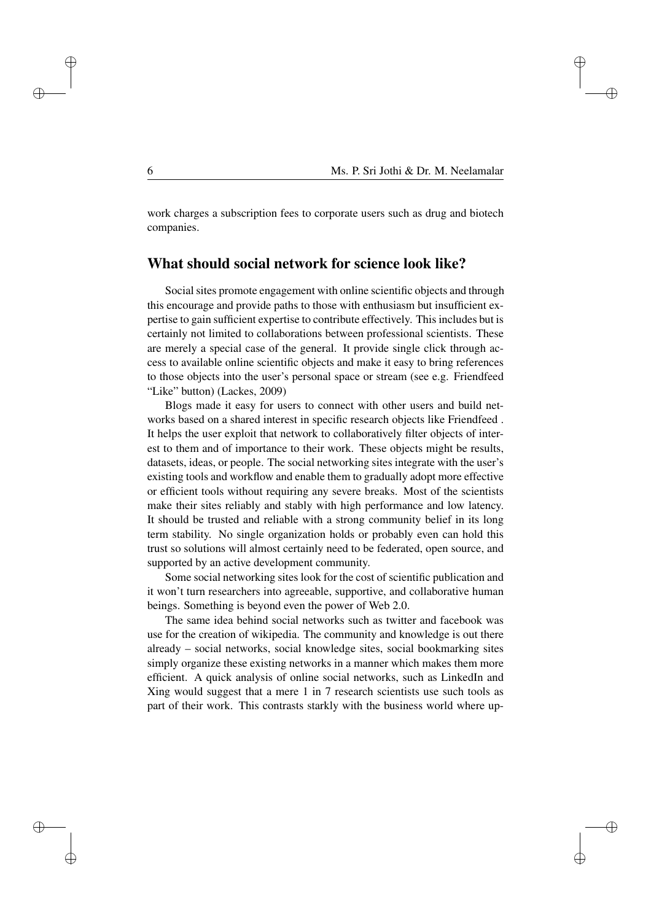work charges a subscription fees to corporate users such as drug and biotech companies.

## What should social network for science look like?

Social sites promote engagement with online scientific objects and through this encourage and provide paths to those with enthusiasm but insufficient expertise to gain sufficient expertise to contribute effectively. This includes but is certainly not limited to collaborations between professional scientists. These are merely a special case of the general. It provide single click through access to available online scientific objects and make it easy to bring references to those objects into the user's personal space or stream (see e.g. Friendfeed "Like" button) (Lackes, 2009)

Blogs made it easy for users to connect with other users and build networks based on a shared interest in specific research objects like Friendfeed . It helps the user exploit that network to collaboratively filter objects of interest to them and of importance to their work. These objects might be results, datasets, ideas, or people. The social networking sites integrate with the user's existing tools and workflow and enable them to gradually adopt more effective or efficient tools without requiring any severe breaks. Most of the scientists make their sites reliably and stably with high performance and low latency. It should be trusted and reliable with a strong community belief in its long term stability. No single organization holds or probably even can hold this trust so solutions will almost certainly need to be federated, open source, and supported by an active development community.

Some social networking sites look for the cost of scientific publication and it won't turn researchers into agreeable, supportive, and collaborative human beings. Something is beyond even the power of Web 2.0.

The same idea behind social networks such as twitter and facebook was use for the creation of wikipedia. The community and knowledge is out there already – social networks, social knowledge sites, social bookmarking sites simply organize these existing networks in a manner which makes them more efficient. A quick analysis of online social networks, such as LinkedIn and Xing would suggest that a mere 1 in 7 research scientists use such tools as part of their work. This contrasts starkly with the business world where up-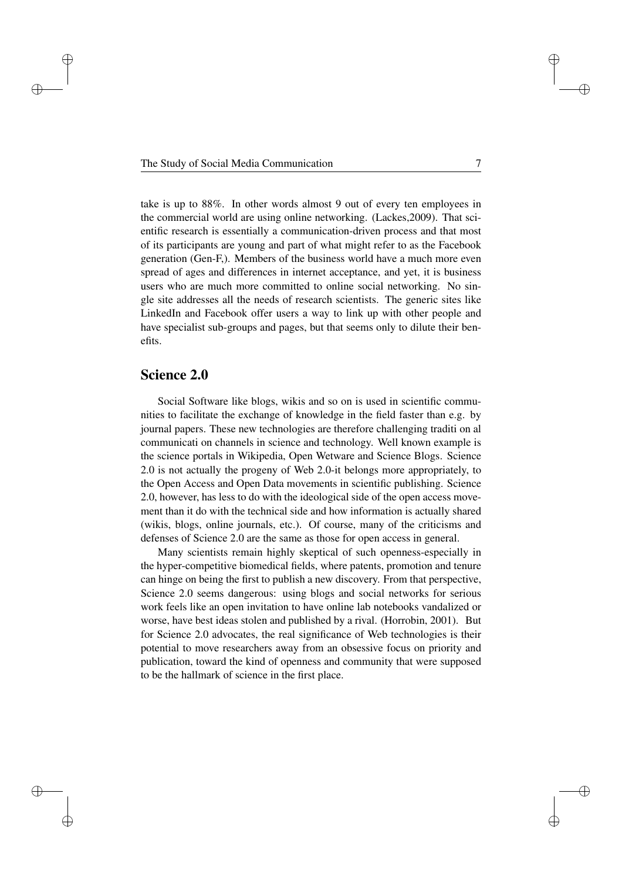take is up to 88%. In other words almost 9 out of every ten employees in the commercial world are using online networking. (Lackes,2009). That scientific research is essentially a communication-driven process and that most of its participants are young and part of what might refer to as the Facebook generation (Gen-F,). Members of the business world have a much more even spread of ages and differences in internet acceptance, and yet, it is business users who are much more committed to online social networking. No single site addresses all the needs of research scientists. The generic sites like LinkedIn and Facebook offer users a way to link up with other people and have specialist sub-groups and pages, but that seems only to dilute their benefits.

## Science 2.0

Social Software like blogs, wikis and so on is used in scientific communities to facilitate the exchange of knowledge in the field faster than e.g. by journal papers. These new technologies are therefore challenging traditi on al communicati on channels in science and technology. Well known example is the science portals in Wikipedia, Open Wetware and Science Blogs. Science 2.0 is not actually the progeny of Web 2.0-it belongs more appropriately, to the Open Access and Open Data movements in scientific publishing. Science 2.0, however, has less to do with the ideological side of the open access movement than it do with the technical side and how information is actually shared (wikis, blogs, online journals, etc.). Of course, many of the criticisms and defenses of Science 2.0 are the same as those for open access in general.

Many scientists remain highly skeptical of such openness-especially in the hyper-competitive biomedical fields, where patents, promotion and tenure can hinge on being the first to publish a new discovery. From that perspective, Science 2.0 seems dangerous: using blogs and social networks for serious work feels like an open invitation to have online lab notebooks vandalized or worse, have best ideas stolen and published by a rival. (Horrobin, 2001). But for Science 2.0 advocates, the real significance of Web technologies is their potential to move researchers away from an obsessive focus on priority and publication, toward the kind of openness and community that were supposed to be the hallmark of science in the first place.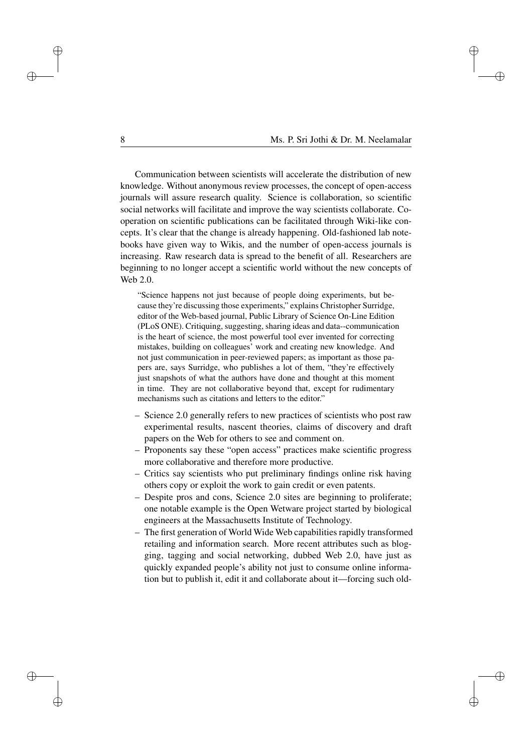Communication between scientists will accelerate the distribution of new knowledge. Without anonymous review processes, the concept of open-access journals will assure research quality. Science is collaboration, so scientific social networks will facilitate and improve the way scientists collaborate. Cooperation on scientific publications can be facilitated through Wiki-like concepts. It's clear that the change is already happening. Old-fashioned lab notebooks have given way to Wikis, and the number of open-access journals is increasing. Raw research data is spread to the benefit of all. Researchers are beginning to no longer accept a scientific world without the new concepts of Web 2.0.

> "Science happens not just because of people doing experiments, but because they're discussing those experiments," explains Christopher Surridge, editor of the Web-based journal, Public Library of Science On-Line Edition (PLoS ONE). Critiquing, suggesting, sharing ideas and data--communication is the heart of science, the most powerful tool ever invented for correcting mistakes, building on colleagues' work and creating new knowledge. And not just communication in peer-reviewed papers; as important as those papers are, says Surridge, who publishes a lot of them, "they're effectively just snapshots of what the authors have done and thought at this moment in time. They are not collaborative beyond that, except for rudimentary mechanisms such as citations and letters to the editor."

– Science 2.0 generally refers to new practices of scientists who post raw experimental results, nascent theories, claims of discovery and draft papers on the Web for others to see and comment on.
– Proponents say these "open access" practices make scientific progress more collaborative and therefore more productive.
– Critics say scientists who put preliminary findings online risk having others copy or exploit the work to gain credit or even patents.
– Despite pros and cons, Science 2.0 sites are beginning to proliferate; one notable example is the Open Wetware project started by biological engineers at the Massachusetts Institute of Technology.
– The first generation of World Wide Web capabilities rapidly transformed retailing and information search. More recent attributes such as blogging, tagging and social networking, dubbed Web 2.0, have just as quickly expanded people's ability not just to consume online information but to publish it, edit it and collaborate about it—forcing such old-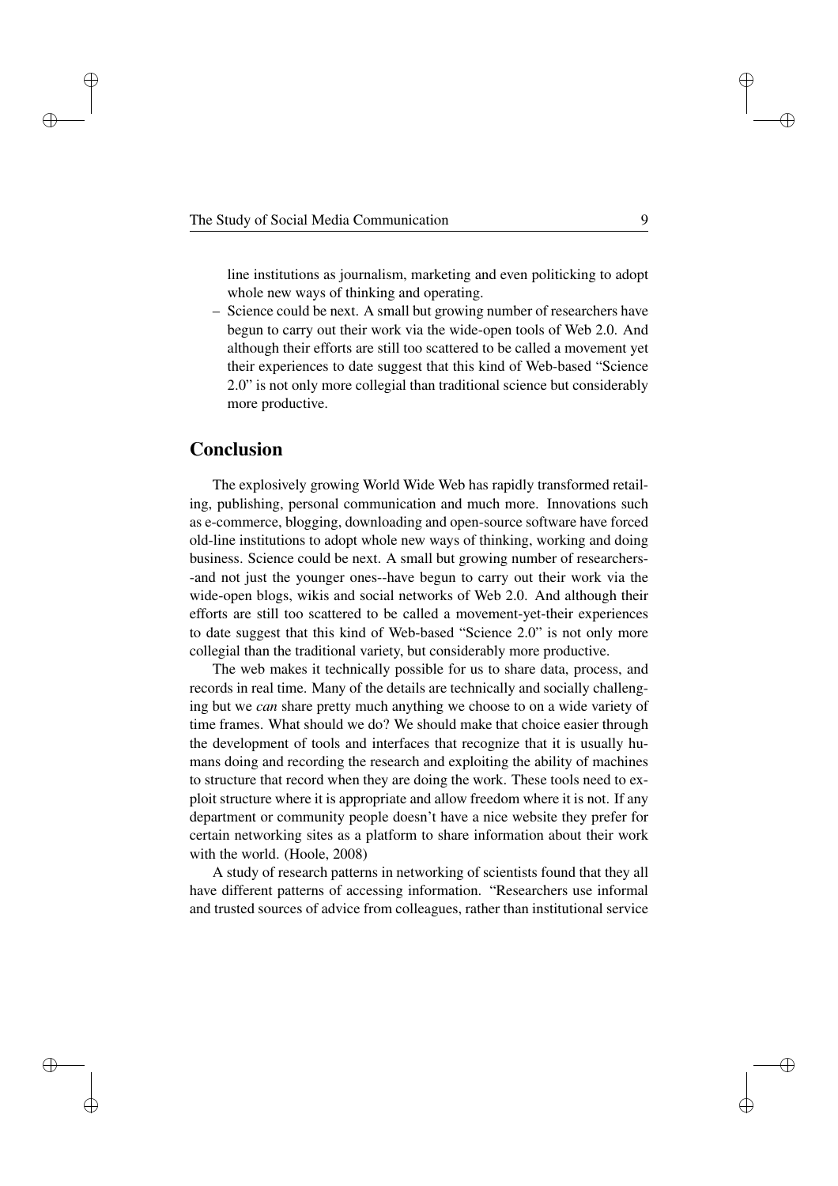line institutions as journalism, marketing and even politicking to adopt whole new ways of thinking and operating.

– Science could be next. A small but growing number of researchers have begun to carry out their work via the wide-open tools of Web 2.0. And although their efforts are still too scattered to be called a movement yet their experiences to date suggest that this kind of Web-based "Science 2.0" is not only more collegial than traditional science but considerably more productive.

## Conclusion

The explosively growing World Wide Web has rapidly transformed retailing, publishing, personal communication and much more. Innovations such as e-commerce, blogging, downloading and open-source software have forced old-line institutions to adopt whole new ways of thinking, working and doing business. Science could be next. A small but growing number of researchers--and not just the younger ones--have begun to carry out their work via the wide-open blogs, wikis and social networks of Web 2.0. And although their efforts are still too scattered to be called a movement-yet-their experiences to date suggest that this kind of Web-based "Science 2.0" is not only more collegial than the traditional variety, but considerably more productive.

The web makes it technically possible for us to share data, process, and records in real time. Many of the details are technically and socially challenging but we *can* share pretty much anything we choose to on a wide variety of time frames. What should we do? We should make that choice easier through the development of tools and interfaces that recognize that it is usually humans doing and recording the research and exploiting the ability of machines to structure that record when they are doing the work. These tools need to exploit structure where it is appropriate and allow freedom where it is not. If any department or community people doesn't have a nice website they prefer for certain networking sites as a platform to share information about their work with the world. (Hoole, 2008)

A study of research patterns in networking of scientists found that they all have different patterns of accessing information. "Researchers use informal and trusted sources of advice from colleagues, rather than institutional service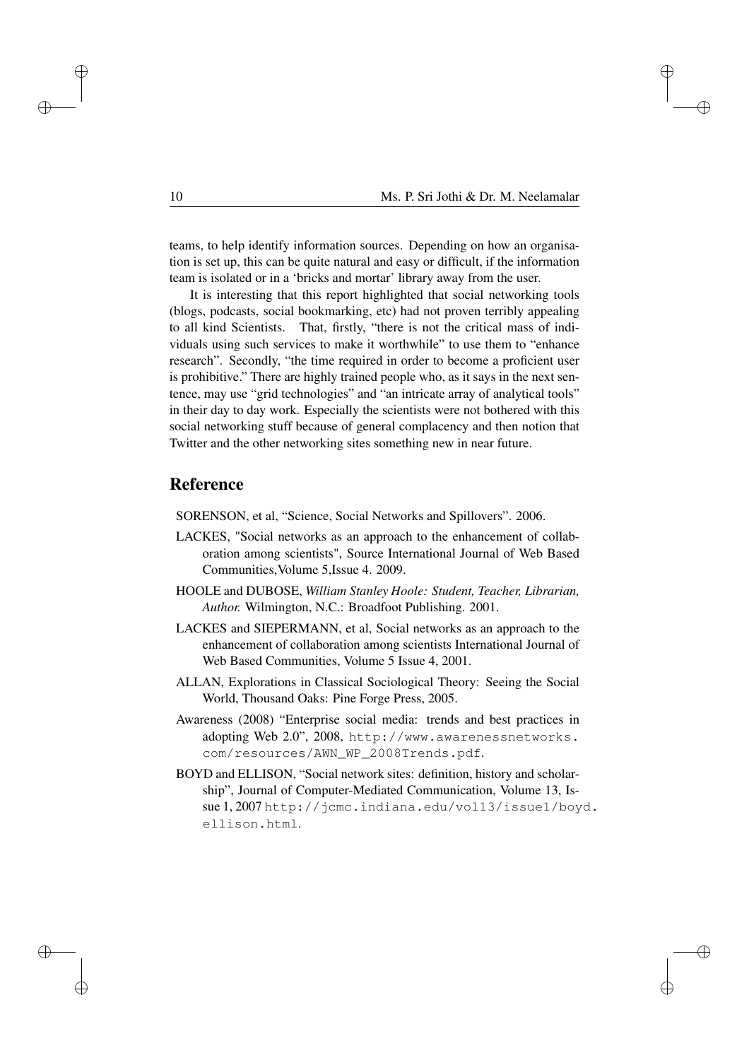teams, to help identify information sources. Depending on how an organisation is set up, this can be quite natural and easy or difficult, if the information team is isolated or in a 'bricks and mortar' library away from the user.

It is interesting that this report highlighted that social networking tools (blogs, podcasts, social bookmarking, etc) had not proven terribly appealing to all kind Scientists. That, firstly, "there is not the critical mass of individuals using such services to make it worthwhile" to use them to "enhance research". Secondly, "the time required in order to become a proficient user is prohibitive." There are highly trained people who, as it says in the next sentence, may use "grid technologies" and "an intricate array of analytical tools" in their day to day work. Especially the scientists were not bothered with this social networking stuff because of general complacency and then notion that Twitter and the other networking sites something new in near future.

## Reference

SORENSON, et al, "Science, Social Networks and Spillovers". 2006.

LACKES, "Social networks as an approach to the enhancement of collaboration among scientists", Source International Journal of Web Based Communities,Volume 5,Issue 4. 2009.

HOOLE and DUBOSE, *William Stanley Hoole: Student, Teacher, Librarian, Author.* Wilmington, N.C.: Broadfoot Publishing. 2001.

LACKES and SIEPERMANN, et al, Social networks as an approach to the enhancement of collaboration among scientists International Journal of Web Based Communities, Volume 5 Issue 4, 2001.

ALLAN, Explorations in Classical Sociological Theory: Seeing the Social World, Thousand Oaks: Pine Forge Press, 2005.

Awareness (2008) "Enterprise social media: trends and best practices in adopting Web 2.0", 2008, http://www.awarenessnetworks.com/resources/AWN_WP_2008Trends.pdf.

BOYD and ELLISON, "Social network sites: definition, history and scholarship", Journal of Computer-Mediated Communication, Volume 13, Issue 1, 2007 http://jcmc.indiana.edu/vol13/issue1/boyd.ellison.html.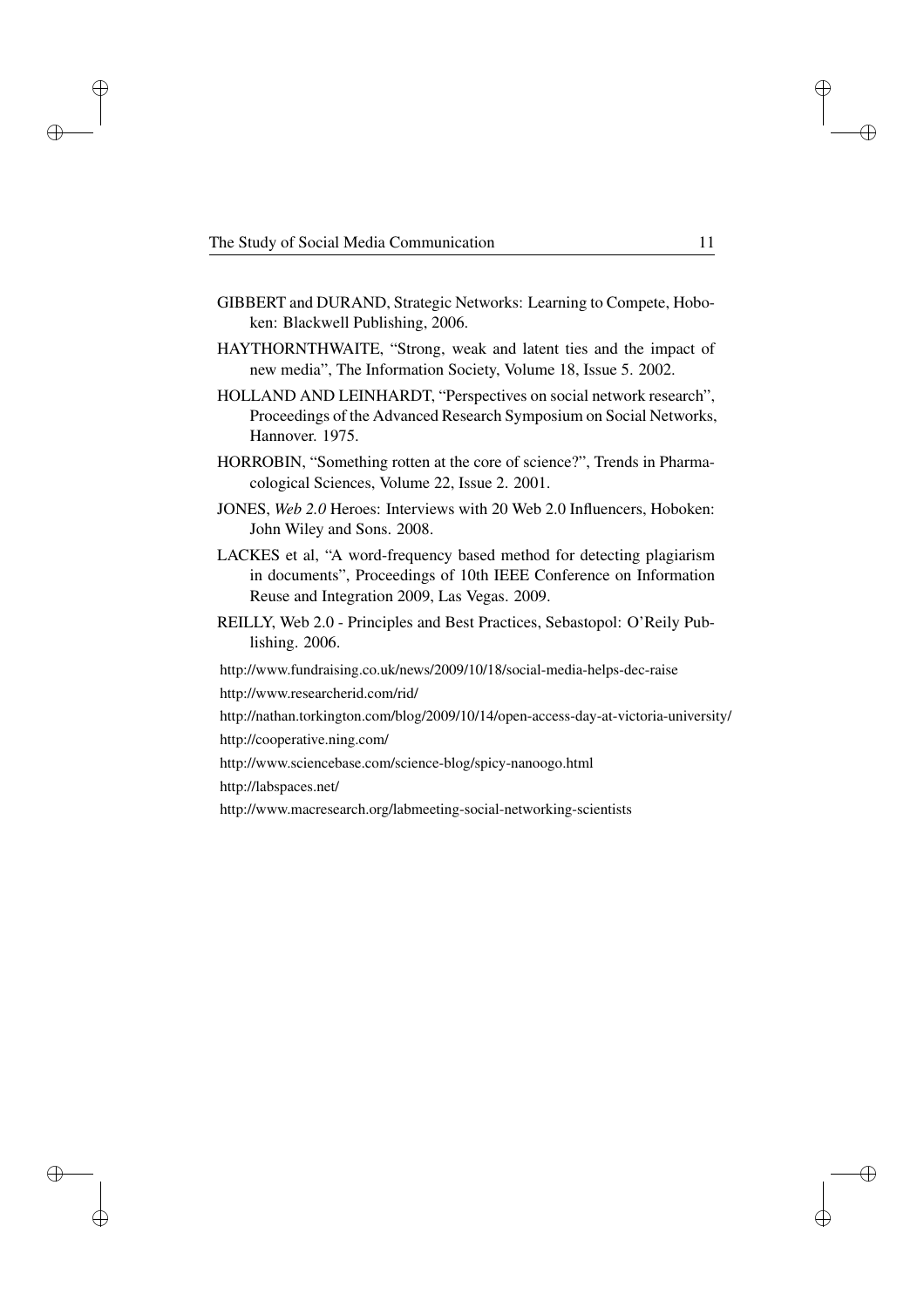GIBBERT and DURAND, Strategic Networks: Learning to Compete, Hoboken: Blackwell Publishing, 2006.

HAYTHORNTHWAITE, "Strong, weak and latent ties and the impact of new media", The Information Society, Volume 18, Issue 5. 2002.

HOLLAND AND LEINHARDT, "Perspectives on social network research", Proceedings of the Advanced Research Symposium on Social Networks, Hannover. 1975.

HORROBIN, "Something rotten at the core of science?", Trends in Pharmacological Sciences, Volume 22, Issue 2. 2001.

JONES, *Web 2.0* Heroes: Interviews with 20 Web 2.0 Influencers, Hoboken: John Wiley and Sons. 2008.

LACKES et al, "A word-frequency based method for detecting plagiarism in documents", Proceedings of 10th IEEE Conference on Information Reuse and Integration 2009, Las Vegas. 2009.

REILLY, Web 2.0 - Principles and Best Practices, Sebastopol: O'Reily Publishing. 2006.

http://www.fundraising.co.uk/news/2009/10/18/social-media-helps-dec-raise

http://www.researcherid.com/rid/

http://nathan.torkington.com/blog/2009/10/14/open-access-day-at-victoria-university/

http://cooperative.ning.com/

http://www.sciencebase.com/science-blog/spicy-nanoogo.html

http://labspaces.net/

http://www.macresearch.org/labmeeting-social-networking-scientists